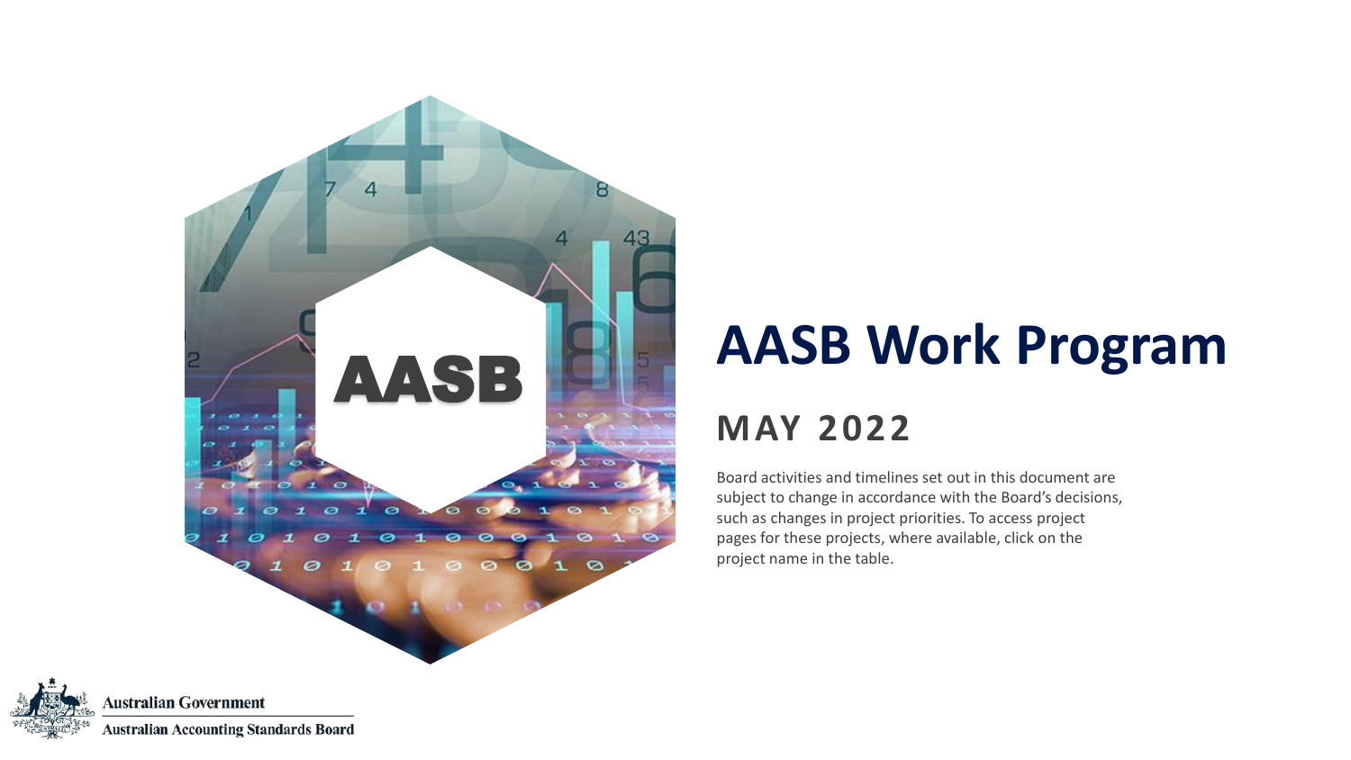# AASB Work Program

## MAY 2022

Board activities and timelines set out in this document are subject to change in accordance with the Board's decisions, such as changes in project priorities. To access project pages for these projects, where available, click on the project name in the table.

Australian Government

Australian Accounting Standards Board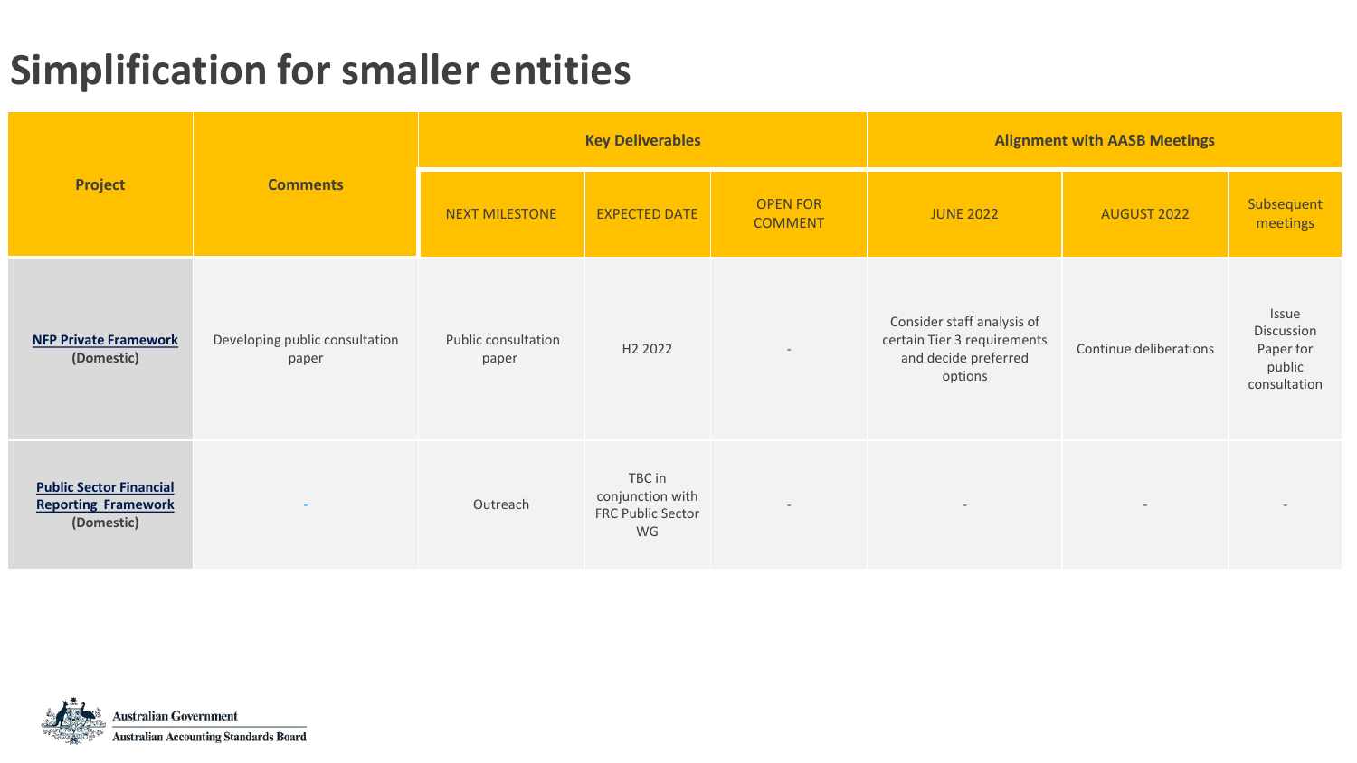# Simplification for smaller entities

| Project | Comments | Key Deliverables | | | Alignment with AASB Meetings | | |
|---|---|---|---|---|---|---|---|
| | | NEXT MILESTONE | EXPECTED DATE | OPEN FOR COMMENT | JUNE 2022 | AUGUST 2022 | Subsequent meetings |
| **NFP Private Framework** **(Domestic)** | Developing public consultation paper | Public consultation paper | H2 2022 | - | Consider staff analysis of certain Tier 3 requirements and decide preferred options | Continue deliberations | Issue Discussion Paper for public consultation |
| **Public Sector Financial Reporting Framework** **(Domestic)** | - | Outreach | TBC in conjunction with FRC Public Sector WG | - | - | - | - |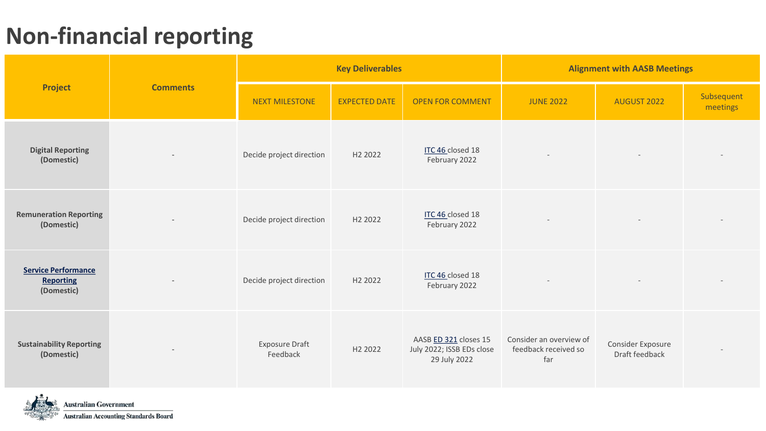# Non-financial reporting

| Project | Comments | Key Deliverables | | | Alignment with AASB Meetings | | |
|---|---|---|---|---|---|---|---|
| | | NEXT MILESTONE | EXPECTED DATE | OPEN FOR COMMENT | JUNE 2022 | AUGUST 2022 | Subsequent meetings |
| **Digital Reporting (Domestic)** | - | Decide project direction | H2 2022 | ITC 46 closed 18 February 2022 | - | - | - |
| **Remuneration Reporting (Domestic)** | - | Decide project direction | H2 2022 | ITC 46 closed 18 February 2022 | - | - | - |
| **Service Performance Reporting (Domestic)** | - | Decide project direction | H2 2022 | ITC 46 closed 18 February 2022 | - | - | - |
| **Sustainability Reporting (Domestic)** | - | Exposure Draft Feedback | H2 2022 | AASB ED 321 closes 15 July 2022; ISSB EDs close 29 July 2022 | Consider an overview of feedback received so far | Consider Exposure Draft feedback | - |

Australian Government
Australian Accounting Standards Board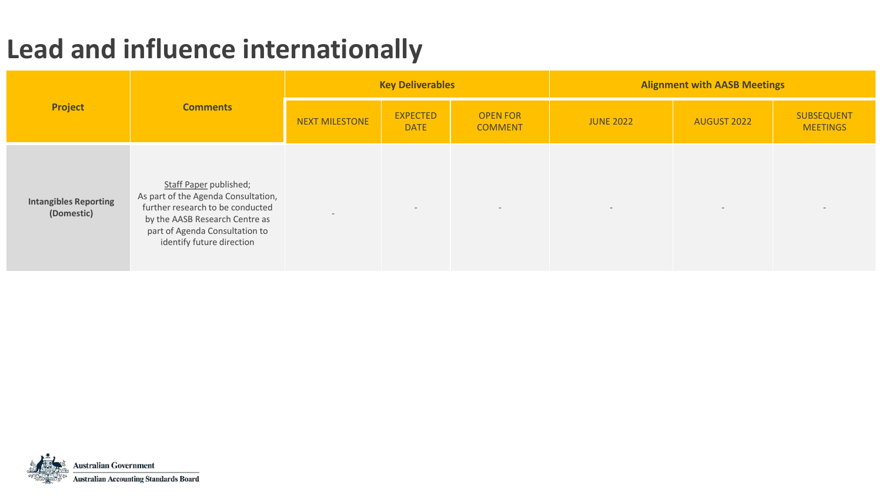# Lead and influence internationally

| Project | Comments | Key Deliverables | | | Alignment with AASB Meetings | | |
|---|---|---|---|---|---|---|---|
| | | NEXT MILESTONE | EXPECTED DATE | OPEN FOR COMMENT | JUNE 2022 | AUGUST 2022 | SUBSEQUENT MEETINGS |
| **Intangibles Reporting (Domestic)** | Staff Paper published; As part of the Agenda Consultation, further research to be conducted by the AASB Research Centre as part of Agenda Consultation to identify future direction | - | - | - | - | - | - |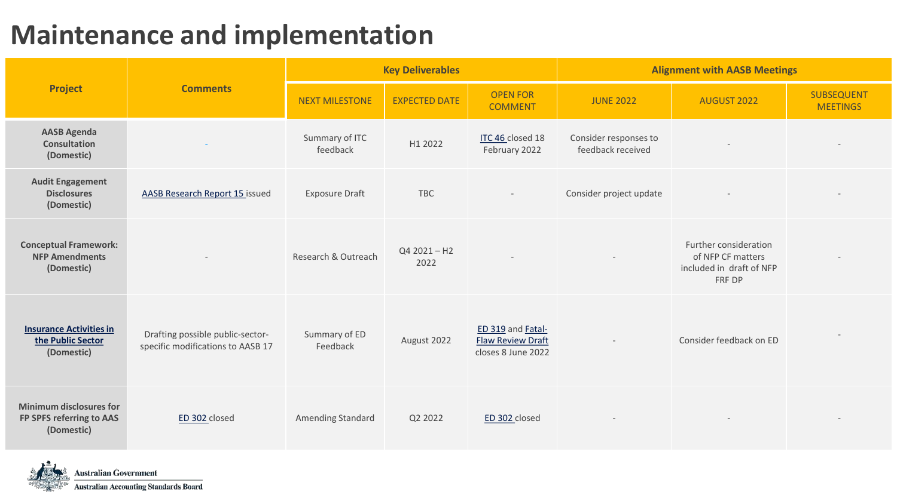# Maintenance and implementation

| Project | Comments | Key Deliverables | | | Alignment with AASB Meetings | | |
|---|---|---|---|---|---|---|---|
| | | NEXT MILESTONE | EXPECTED DATE | OPEN FOR COMMENT | JUNE 2022 | AUGUST 2022 | SUBSEQUENT MEETINGS |
| **AASB Agenda Consultation (Domestic)** | - | Summary of ITC feedback | H1 2022 | ITC 46 closed 18 February 2022 | Consider responses to feedback received | - | - |
| **Audit Engagement Disclosures (Domestic)** | AASB Research Report 15 issued | Exposure Draft | TBC | - | Consider project update | - | - |
| **Conceptual Framework: NFP Amendments (Domestic)** | - | Research & Outreach | Q4 2021 – H2 2022 | - | - | Further consideration of NFP CF matters included in draft of NFP FRF DP | - |
| **Insurance Activities in the Public Sector (Domestic)** | Drafting possible public-sector-specific modifications to AASB 17 | Summary of ED Feedback | August 2022 | ED 319 and Fatal-Flaw Review Draft closes 8 June 2022 | - | Consider feedback on ED | - |
| **Minimum disclosures for FP SPFS referring to AAS (Domestic)** | ED 302 closed | Amending Standard | Q2 2022 | ED 302 closed | - | - | - |

Australian Government
Australian Accounting Standards Board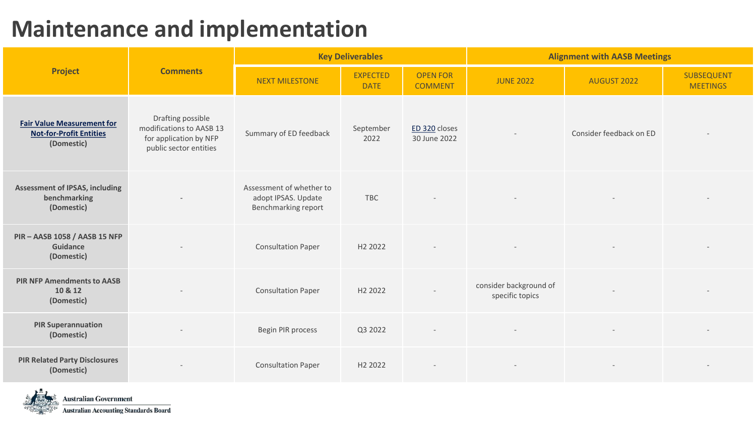# Maintenance and implementation

| Project | Comments | Key Deliverables | | | Alignment with AASB Meetings | | |
|---|---|---|---|---|---|---|---|
| | | NEXT MILESTONE | EXPECTED DATE | OPEN FOR COMMENT | JUNE 2022 | AUGUST 2022 | SUBSEQUENT MEETINGS |
| **Fair Value Measurement for Not-for-Profit Entities (Domestic)** | Drafting possible modifications to AASB 13 for application by NFP public sector entities | Summary of ED feedback | September 2022 | ED 320 closes 30 June 2022 | - | Consider feedback on ED | - |
| **Assessment of IPSAS, including benchmarking (Domestic)** | - | Assessment of whether to adopt IPSAS. Update Benchmarking report | TBC | - | - | - | - |
| **PIR – AASB 1058 / AASB 15 NFP Guidance (Domestic)** | - | Consultation Paper | H2 2022 | - | - | - | - |
| **PIR NFP Amendments to AASB 10 & 12 (Domestic)** | - | Consultation Paper | H2 2022 | - | consider background of specific topics | - | - |
| **PIR Superannuation (Domestic)** | - | Begin PIR process | Q3 2022 | - | - | - | - |
| **PIR Related Party Disclosures (Domestic)** | - | Consultation Paper | H2 2022 | - | - | - | - |

Australian Government
Australian Accounting Standards Board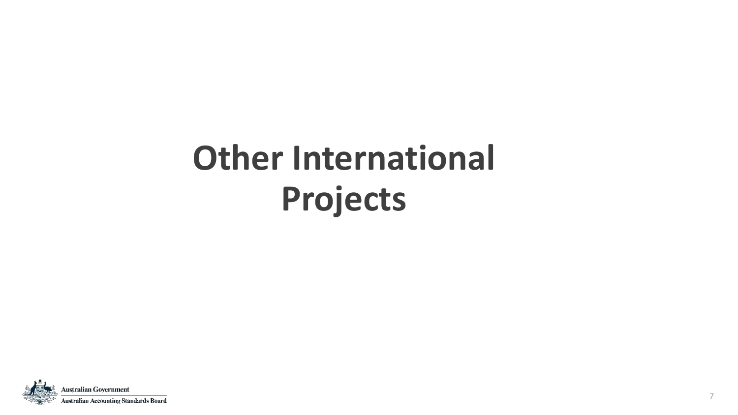# Other International Projects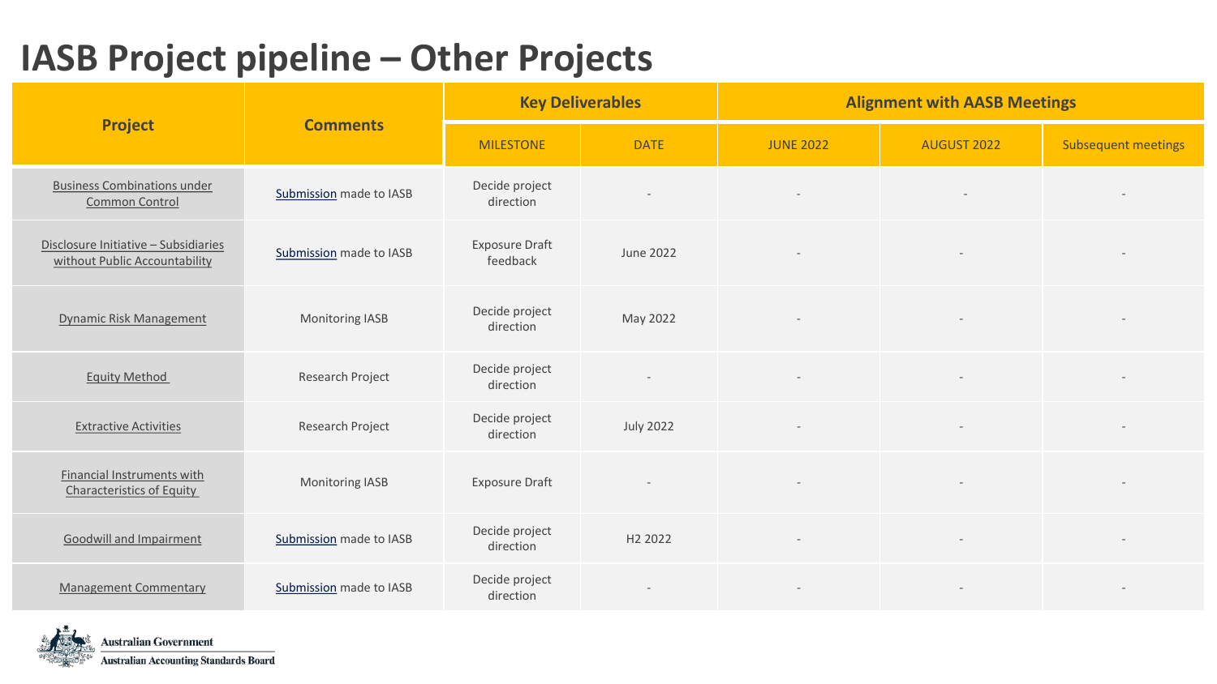# IASB Project pipeline – Other Projects

| Project | Comments | Key Deliverables | | Alignment with AASB Meetings | | |
|---|---|---|---|---|---|---|
| | | MILESTONE | DATE | JUNE 2022 | AUGUST 2022 | Subsequent meetings |
| Business Combinations under Common Control | Submission made to IASB | Decide project direction | - | - | - | - |
| Disclosure Initiative – Subsidiaries without Public Accountability | Submission made to IASB | Exposure Draft feedback | June 2022 | - | - | - |
| Dynamic Risk Management | Monitoring IASB | Decide project direction | May 2022 | - | - | - |
| Equity Method | Research Project | Decide project direction | - | - | - | - |
| Extractive Activities | Research Project | Decide project direction | July 2022 | - | - | - |
| Financial Instruments with Characteristics of Equity | Monitoring IASB | Exposure Draft | - | - | - | - |
| Goodwill and Impairment | Submission made to IASB | Decide project direction | H2 2022 | - | - | - |
| Management Commentary | Submission made to IASB | Decide project direction | - | - | - | - |

Australian Government
Australian Accounting Standards Board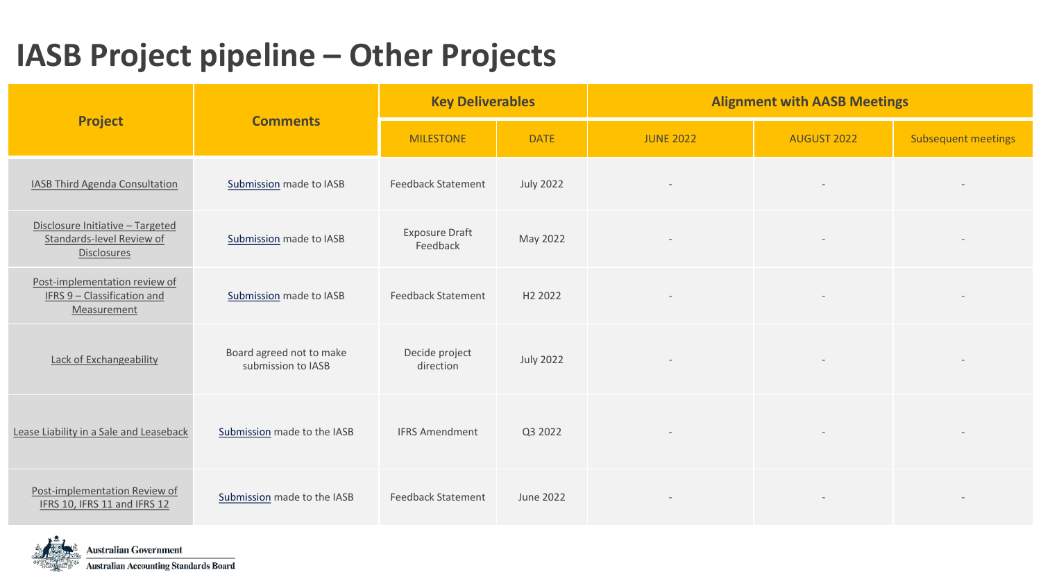# IASB Project pipeline – Other Projects

| Project | Comments | Key Deliverables | | Alignment with AASB Meetings | | |
|---|---|---|---|---|---|---|
| | | MILESTONE | DATE | JUNE 2022 | AUGUST 2022 | Subsequent meetings |
| IASB Third Agenda Consultation | Submission made to IASB | Feedback Statement | July 2022 | - | - | - |
| Disclosure Initiative – Targeted Standards-level Review of Disclosures | Submission made to IASB | Exposure Draft Feedback | May 2022 | - | - | - |
| Post-implementation review of IFRS 9 – Classification and Measurement | Submission made to IASB | Feedback Statement | H2 2022 | - | - | - |
| Lack of Exchangeability | Board agreed not to make submission to IASB | Decide project direction | July 2022 | - | - | - |
| Lease Liability in a Sale and Leaseback | Submission made to the IASB | IFRS Amendment | Q3 2022 | - | - | - |
| Post-implementation Review of IFRS 10, IFRS 11 and IFRS 12 | Submission made to the IASB | Feedback Statement | June 2022 | - | - | - |

Australian Government
Australian Accounting Standards Board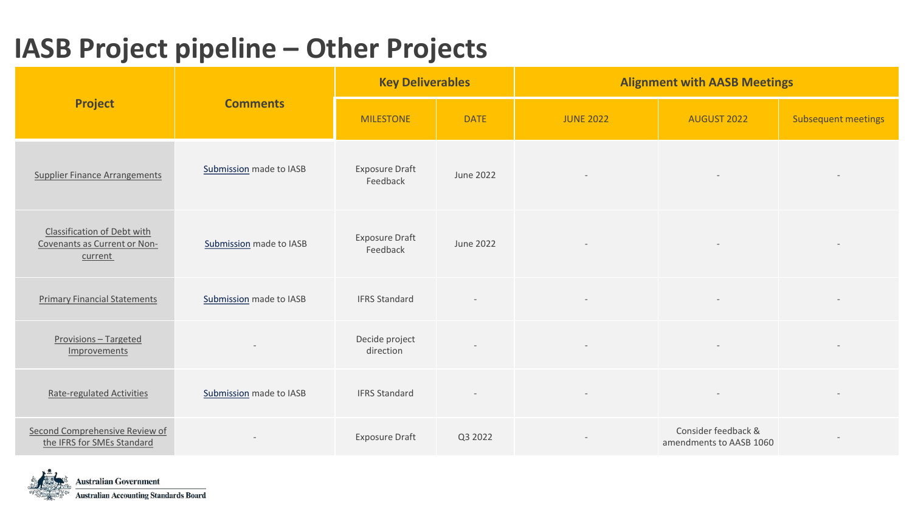# IASB Project pipeline – Other Projects

| Project | Comments | Key Deliverables | | Alignment with AASB Meetings | | |
|---|---|---|---|---|---|---|
| | | MILESTONE | DATE | JUNE 2022 | AUGUST 2022 | Subsequent meetings |
| Supplier Finance Arrangements | Submission made to IASB | Exposure Draft Feedback | June 2022 | - | - | - |
| Classification of Debt with Covenants as Current or Non-current | Submission made to IASB | Exposure Draft Feedback | June 2022 | - | - | - |
| Primary Financial Statements | Submission made to IASB | IFRS Standard | - | - | - | - |
| Provisions – Targeted Improvements | - | Decide project direction | - | - | - | - |
| Rate-regulated Activities | Submission made to IASB | IFRS Standard | - | - | - | - |
| Second Comprehensive Review of the IFRS for SMEs Standard | - | Exposure Draft | Q3 2022 | - | Consider feedback & amendments to AASB 1060 | - |

Australian Government
Australian Accounting Standards Board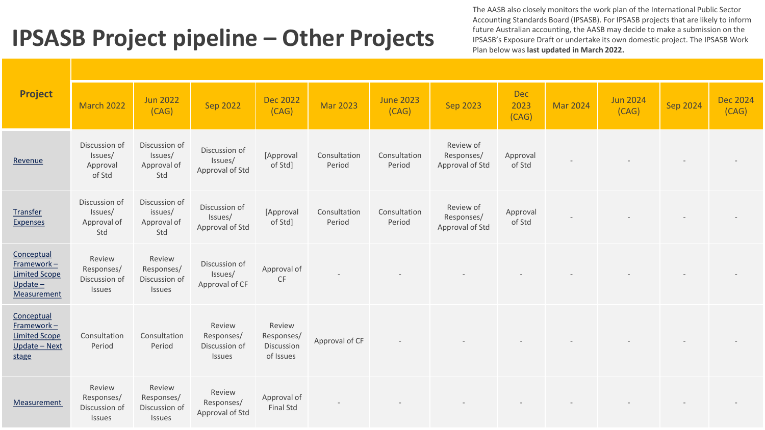# IPSASB Project pipeline – Other Projects

The AASB also closely monitors the work plan of the International Public Sector Accounting Standards Board (IPSASB). For IPSASB projects that are likely to inform future Australian accounting, the AASB may decide to make a submission on the IPSASB's Exposure Draft or undertake its own domestic project. The IPSASB Work Plan below was **last updated in March 2022.**

| Project | March 2022 | Jun 2022 (CAG) | Sep 2022 | Dec 2022 (CAG) | Mar 2023 | June 2023 (CAG) | Sep 2023 | Dec 2023 (CAG) | Mar 2024 | Jun 2024 (CAG) | Sep 2024 | Dec 2024 (CAG) |
|---|---|---|---|---|---|---|---|---|---|---|---|---|
| Revenue | Discussion of Issues/ Approval of Std | Discussion of Issues/ Approval of Std | Discussion of Issues/ Approval of Std | [Approval of Std] | Consultation Period | Consultation Period | Review of Responses/ Approval of Std | Approval of Std | - | - | - | - |
| Transfer Expenses | Discussion of Issues/ Approval of Std | Discussion of issues/ Approval of Std | Discussion of Issues/ Approval of Std | [Approval of Std] | Consultation Period | Consultation Period | Review of Responses/ Approval of Std | Approval of Std | - | - | - | - |
| Conceptual Framework – Limited Scope Update – Measurement | Review Responses/ Discussion of Issues | Review Responses/ Discussion of Issues | Discussion of Issues/ Approval of CF | Approval of CF | - | - | - | - | - | - | - | - |
| Conceptual Framework – Limited Scope Update – Next stage | Consultation Period | Consultation Period | Review Responses/ Discussion of Issues | Review Responses/ Discussion of Issues | Approval of CF | - | - | - | - | - | - | - |
| Measurement | Review Responses/ Discussion of Issues | Review Responses/ Discussion of Issues | Review Responses/ Approval of Std | Approval of Final Std | - | - | - | - | - | - | - | - |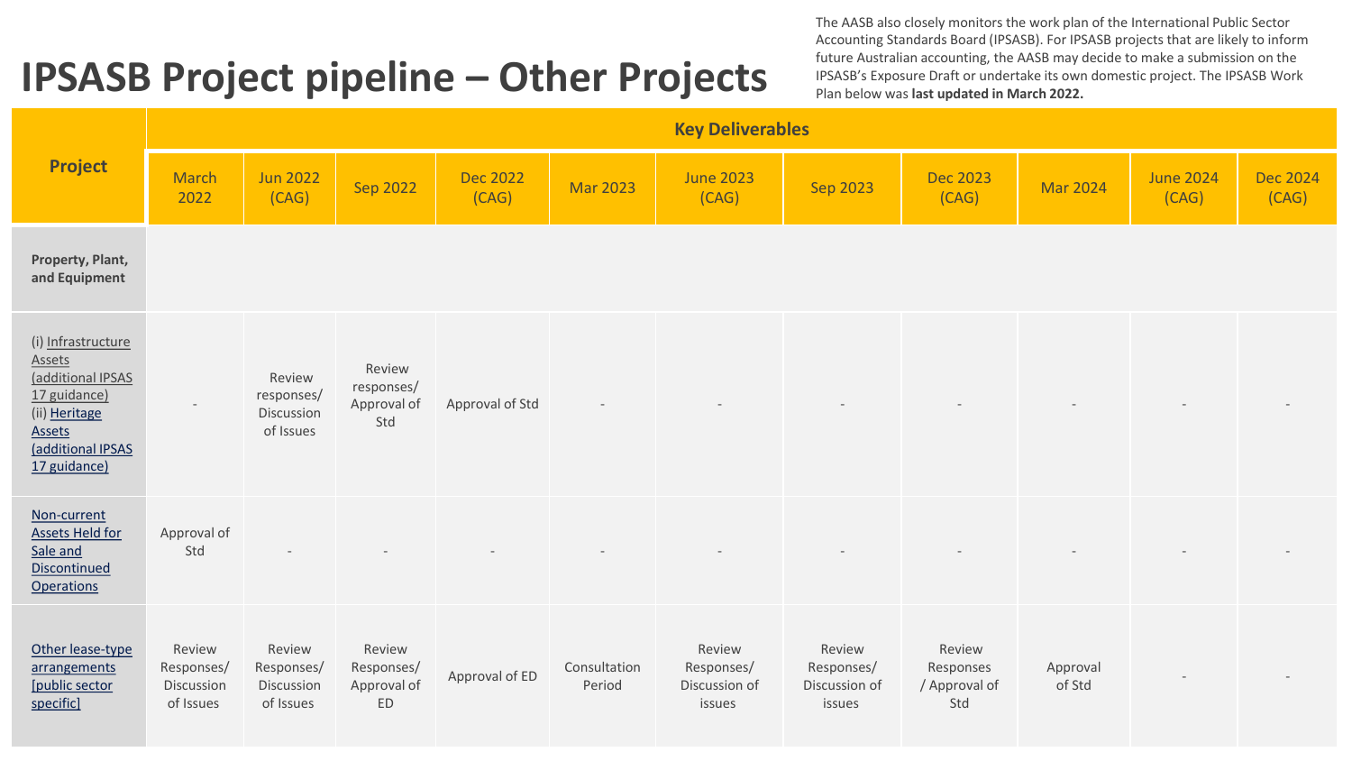# IPSASB Project pipeline – Other Projects

The AASB also closely monitors the work plan of the International Public Sector Accounting Standards Board (IPSASB). For IPSASB projects that are likely to inform future Australian accounting, the AASB may decide to make a submission on the IPSASB's Exposure Draft or undertake its own domestic project. The IPSASB Work Plan below was **last updated in March 2022.**

| Project | Key Deliverables | | | | | | | | | | |
|---|---|---|---|---|---|---|---|---|---|---|---|
| | March 2022 | Jun 2022 (CAG) | Sep 2022 | Dec 2022 (CAG) | Mar 2023 | June 2023 (CAG) | Sep 2023 | Dec 2023 (CAG) | Mar 2024 | June 2024 (CAG) | Dec 2024 (CAG) |
| **Property, Plant, and Equipment** | | | | | | | | | | | |
| (i) Infrastructure Assets (additional IPSAS 17 guidance) (ii) Heritage Assets (additional IPSAS 17 guidance) | - | Review responses/ Discussion of Issues | Review responses/ Approval of Std | Approval of Std | - | - | - | - | - | - | - |
| Non-current Assets Held for Sale and Discontinued Operations | Approval of Std | - | - | - | - | - | - | - | - | - | - |
| Other lease-type arrangements [public sector specific] | Review Responses/ Discussion of Issues | Review Responses/ Discussion of Issues | Review Responses/ Approval of ED | Approval of ED | Consultation Period | Review Responses/ Discussion of issues | Review Responses/ Discussion of issues | Review Responses / Approval of Std | Approval of Std | - | - |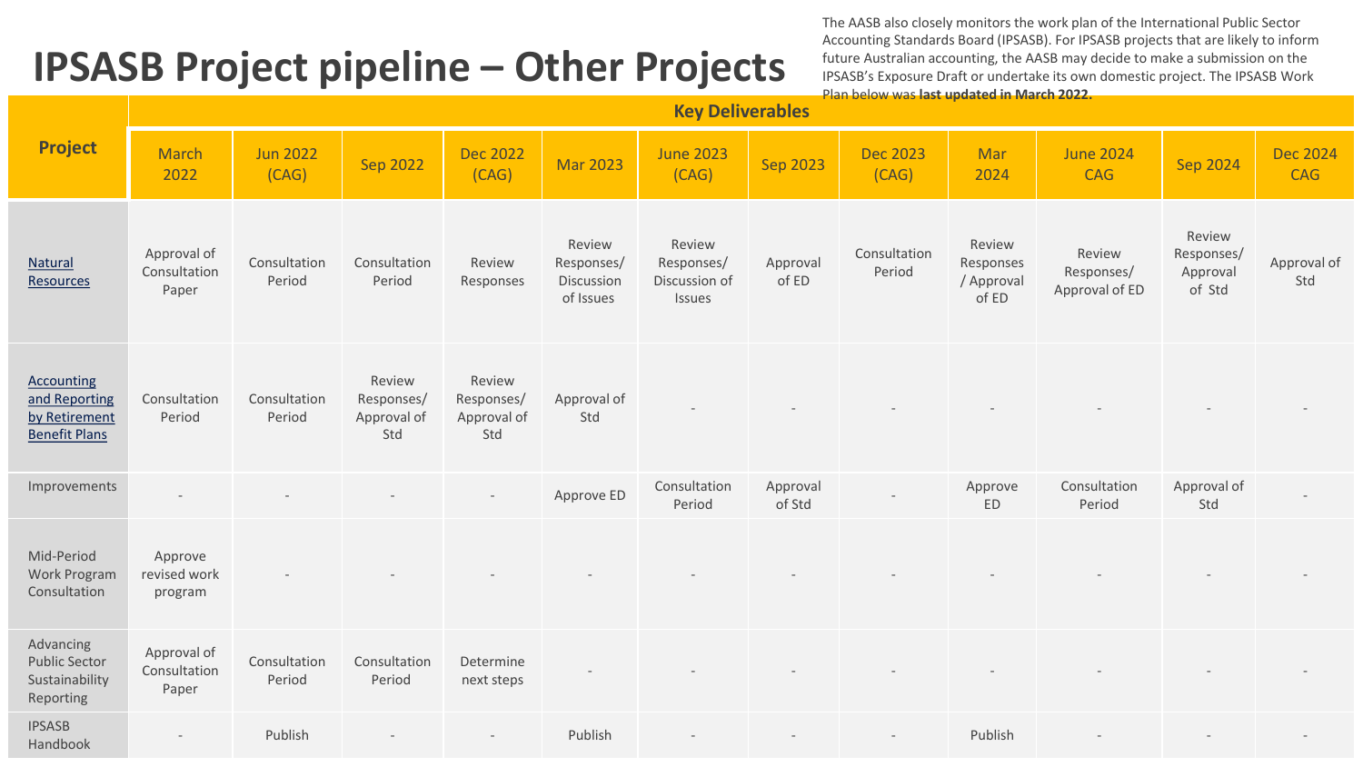# IPSASB Project pipeline – Other Projects

The AASB also closely monitors the work plan of the International Public Sector Accounting Standards Board (IPSASB). For IPSASB projects that are likely to inform future Australian accounting, the AASB may decide to make a submission on the IPSASB's Exposure Draft or undertake its own domestic project. The IPSASB Work Plan below was **last updated in March 2022.**

| Project | Key Deliverables | | | | | | | | | | | |
|---|---|---|---|---|---|---|---|---|---|---|---|---|
| | March 2022 | Jun 2022 (CAG) | Sep 2022 | Dec 2022 (CAG) | Mar 2023 | June 2023 (CAG) | Sep 2023 | Dec 2023 (CAG) | Mar 2024 | June 2024 CAG | Sep 2024 | Dec 2024 CAG |
| Natural Resources | Approval of Consultation Paper | Consultation Period | Consultation Period | Review Responses | Review Responses/ Discussion of Issues | Review Responses/ Discussion of Issues | Approval of ED | Consultation Period | Review Responses / Approval of ED | Review Responses/ Approval of ED | Review Responses/ Approval of Std | Approval of Std |
| Accounting and Reporting by Retirement Benefit Plans | Consultation Period | Consultation Period | Review Responses/ Approval of Std | Review Responses/ Approval of Std | Approval of Std | - | - | - | - | - | - | - |
| Improvements | - | - | - | - | Approve ED | Consultation Period | Approval of Std | - | Approve ED | Consultation Period | Approval of Std | - |
| Mid-Period Work Program Consultation | Approve revised work program | - | - | - | - | - | - | - | - | - | - | - |
| Advancing Public Sector Sustainability Reporting | Approval of Consultation Paper | Consultation Period | Consultation Period | Determine next steps | - | - | - | - | - | - | - | - |
| IPSASB Handbook | - | Publish | - | - | Publish | - | - | - | Publish | - | - | - |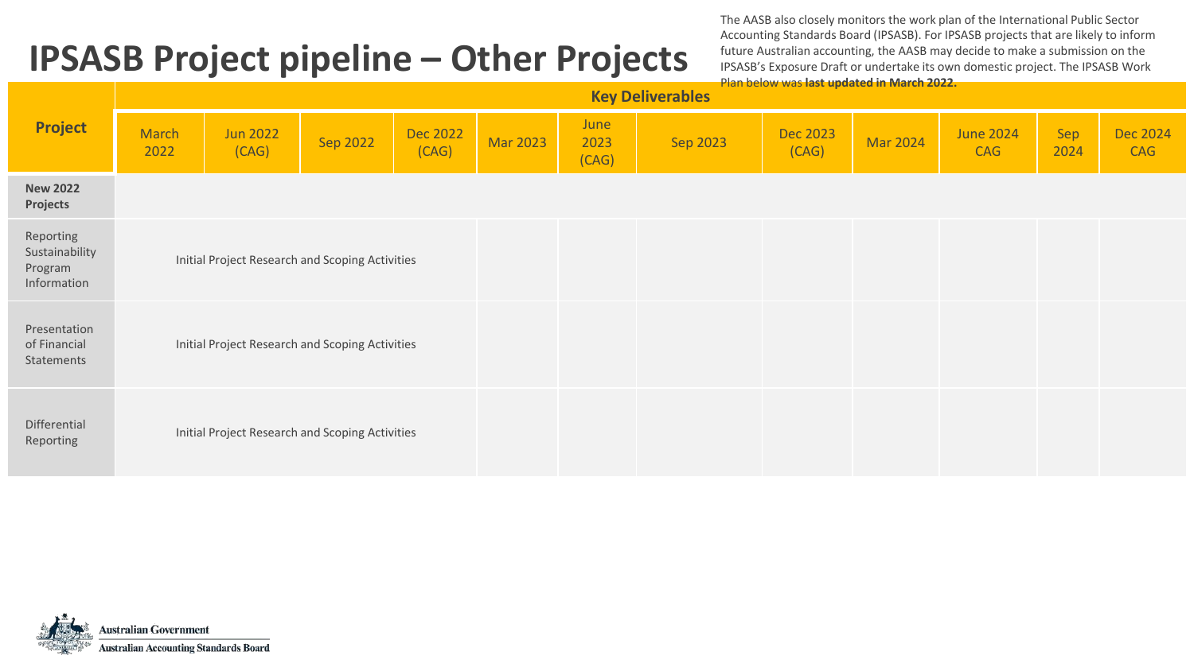# IPSASB Project pipeline – Other Projects

The AASB also closely monitors the work plan of the International Public Sector Accounting Standards Board (IPSASB). For IPSASB projects that are likely to inform future Australian accounting, the AASB may decide to make a submission on the IPSASB's Exposure Draft or undertake its own domestic project. The IPSASB Work Plan below was **last updated in March 2022.**

| Project | Key Deliverables | | | | | | | | | | | |
|---|---|---|---|---|---|---|---|---|---|---|---|---|
| | March 2022 | Jun 2022 (CAG) | Sep 2022 | Dec 2022 (CAG) | Mar 2023 | June 2023 (CAG) | Sep 2023 | Dec 2023 (CAG) | Mar 2024 | June 2024 CAG | Sep 2024 | Dec 2024 CAG |
| **New 2022 Projects** | | | | | | | | | | | | |
| Reporting Sustainability Program Information | Initial Project Research and Scoping Activities | | | | | | | | | | | |
| Presentation of Financial Statements | Initial Project Research and Scoping Activities | | | | | | | | | | | |
| Differential Reporting | Initial Project Research and Scoping Activities | | | | | | | | | | | |

Australian Government
Australian Accounting Standards Board